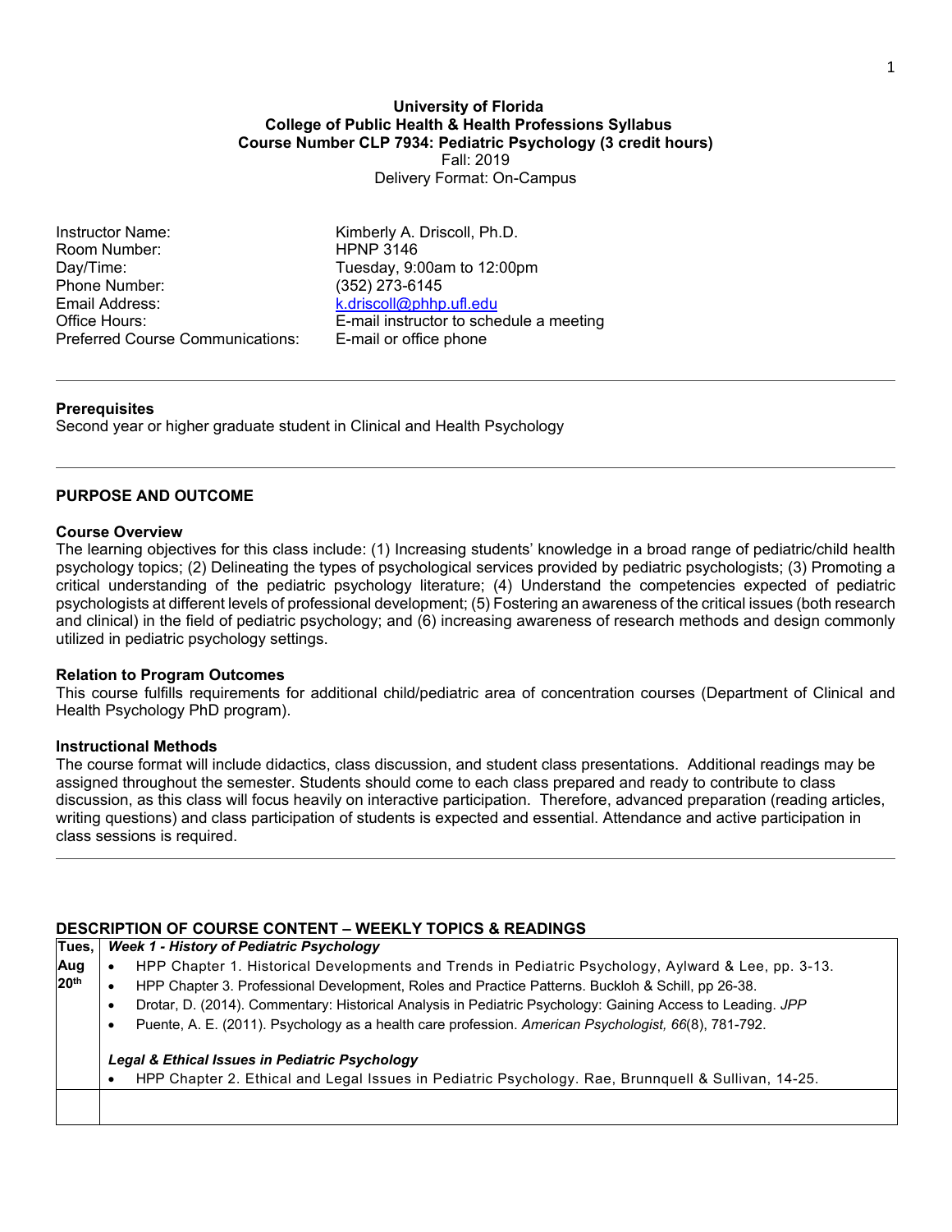**University of Florida**
**College of Public Health & Health Professions Syllabus**
**Course Number CLP 7934: Pediatric Psychology (3 credit hours)**
Fall: 2019
Delivery Format: On-Campus

| | |
|---|---|
| Instructor Name: | Kimberly A. Driscoll, Ph.D. |
| Room Number: | HPNP 3146 |
| Day/Time: | Tuesday, 9:00am to 12:00pm |
| Phone Number: | (352) 273-6145 |
| Email Address: | k.driscoll@phhp.ufl.edu |
| Office Hours: | E-mail instructor to schedule a meeting |
| Preferred Course Communications: | E-mail or office phone |

---

**Prerequisites**
Second year or higher graduate student in Clinical and Health Psychology

---

## PURPOSE AND OUTCOME

**Course Overview**
The learning objectives for this class include: (1) Increasing students' knowledge in a broad range of pediatric/child health psychology topics; (2) Delineating the types of psychological services provided by pediatric psychologists; (3) Promoting a critical understanding of the pediatric psychology literature; (4) Understand the competencies expected of pediatric psychologists at different levels of professional development; (5) Fostering an awareness of the critical issues (both research and clinical) in the field of pediatric psychology; and (6) increasing awareness of research methods and design commonly utilized in pediatric psychology settings.

**Relation to Program Outcomes**
This course fulfills requirements for additional child/pediatric area of concentration courses (Department of Clinical and Health Psychology PhD program).

**Instructional Methods**
The course format will include didactics, class discussion, and student class presentations. Additional readings may be assigned throughout the semester. Students should come to each class prepared and ready to contribute to class discussion, as this class will focus heavily on interactive participation. Therefore, advanced preparation (reading articles, writing questions) and class participation of students is expected and essential. Attendance and active participation in class sessions is required.

---

## DESCRIPTION OF COURSE CONTENT – WEEKLY TOPICS & READINGS

| | |
|---|---|
| **Tues, Aug 20th** | ***Week 1 - History of Pediatric Psychology***<br>• HPP Chapter 1. Historical Developments and Trends in Pediatric Psychology, Aylward & Lee, pp. 3-13.<br>• HPP Chapter 3. Professional Development, Roles and Practice Patterns. Buckloh & Schill, pp 26-38.<br>• Drotar, D. (2014). Commentary: Historical Analysis in Pediatric Psychology: Gaining Access to Leading. *JPP*<br>• Puente, A. E. (2011). Psychology as a health care profession. *American Psychologist, 66*(8), 781-792.<br><br>***Legal & Ethical Issues in Pediatric Psychology***<br>• HPP Chapter 2. Ethical and Legal Issues in Pediatric Psychology. Rae, Brunnquell & Sullivan, 14-25. |
| | |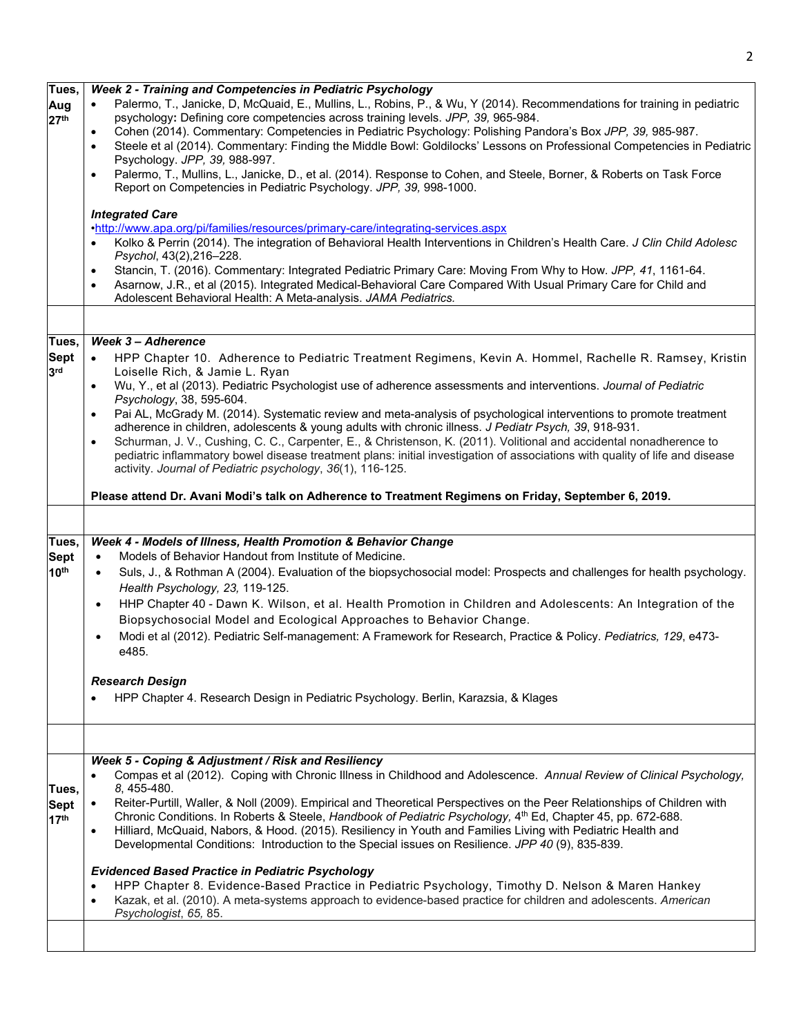| Date | Topic / Readings |
| --- | --- |
| Tues, Aug 27th | ***Week 2 - Training and Competencies in Pediatric Psychology*** <br>• Palermo, T., Janicke, D, McQuaid, E., Mullins, L., Robins, P., & Wu, Y (2014). Recommendations for training in pediatric psychology**:** Defining core competencies across training levels. *JPP, 39,* 965-984. <br>• Cohen (2014). Commentary: Competencies in Pediatric Psychology: Polishing Pandora's Box *JPP, 39,* 985-987. <br>• Steele et al (2014). Commentary: Finding the Middle Bowl: Goldilocks' Lessons on Professional Competencies in Pediatric Psychology. *JPP, 39,* 988-997. <br>• Palermo, T., Mullins, L., Janicke, D., et al. (2014). Response to Cohen, and Steele, Borner, & Roberts on Task Force Report on Competencies in Pediatric Psychology. *JPP, 39,* 998-1000. <br><br>***Integrated Care*** <br>•http://www.apa.org/pi/families/resources/primary-care/integrating-services.aspx <br>• Kolko & Perrin (2014). The integration of Behavioral Health Interventions in Children's Health Care. *J Clin Child Adolesc Psychol*, 43(2),216–228. <br>• Stancin, T. (2016). Commentary: Integrated Pediatric Primary Care: Moving From Why to How. *JPP, 41*, 1161-64. <br>• Asarnow, J.R., et al (2015). Integrated Medical-Behavioral Care Compared With Usual Primary Care for Child and Adolescent Behavioral Health: A Meta-analysis. *JAMA Pediatrics.* |
| | |
| Tues, Sept 3rd | ***Week 3 – Adherence*** <br>• HPP Chapter 10. Adherence to Pediatric Treatment Regimens, Kevin A. Hommel, Rachelle R. Ramsey, Kristin Loiselle Rich, & Jamie L. Ryan <br>• Wu, Y., et al (2013). Pediatric Psychologist use of adherence assessments and interventions. *Journal of Pediatric Psychology*, 38, 595-604. <br>• Pai AL, McGrady M. (2014). Systematic review and meta-analysis of psychological interventions to promote treatment adherence in children, adolescents & young adults with chronic illness. *J Pediatr Psych, 39*, 918-931. <br>• Schurman, J. V., Cushing, C. C., Carpenter, E., & Christenson, K. (2011). Volitional and accidental nonadherence to pediatric inflammatory bowel disease treatment plans: initial investigation of associations with quality of life and disease activity. *Journal of Pediatric psychology*, *36*(1), 116-125. <br><br>**Please attend Dr. Avani Modi's talk on Adherence to Treatment Regimens on Friday, September 6, 2019.** |
| | |
| Tues, Sept 10th | ***Week 4 - Models of Illness, Health Promotion & Behavior Change*** <br>• Models of Behavior Handout from Institute of Medicine. <br>• Suls, J., & Rothman A (2004). Evaluation of the biopsychosocial model: Prospects and challenges for health psychology. *Health Psychology, 23,* 119-125. <br>• HHP Chapter 40 - Dawn K. Wilson, et al. Health Promotion in Children and Adolescents: An Integration of the Biopsychosocial Model and Ecological Approaches to Behavior Change. <br>• Modi et al (2012). Pediatric Self-management: A Framework for Research, Practice & Policy. *Pediatrics, 129*, e473-e485. <br><br>***Research Design*** <br>• HPP Chapter 4. Research Design in Pediatric Psychology. Berlin, Karazsia, & Klages |
| | |
| Tues, Sept 17th | ***Week 5 - Coping & Adjustment / Risk and Resiliency*** <br>• Compas et al (2012). Coping with Chronic Illness in Childhood and Adolescence. *Annual Review of Clinical Psychology, 8*, 455-480. <br>• Reiter-Purtill, Waller, & Noll (2009). Empirical and Theoretical Perspectives on the Peer Relationships of Children with Chronic Conditions. In Roberts & Steele, *Handbook of Pediatric Psychology,* 4th Ed, Chapter 45, pp. 672-688. <br>• Hilliard, McQuaid, Nabors, & Hood. (2015). Resiliency in Youth and Families Living with Pediatric Health and Developmental Conditions: Introduction to the Special issues on Resilience. *JPP 40* (9), 835-839. <br><br>***Evidenced Based Practice in Pediatric Psychology*** <br>• HPP Chapter 8. Evidence-Based Practice in Pediatric Psychology, Timothy D. Nelson & Maren Hankey <br>• Kazak, et al. (2010). A meta-systems approach to evidence-based practice for children and adolescents. *American Psychologist*, *65,* 85. |
| | |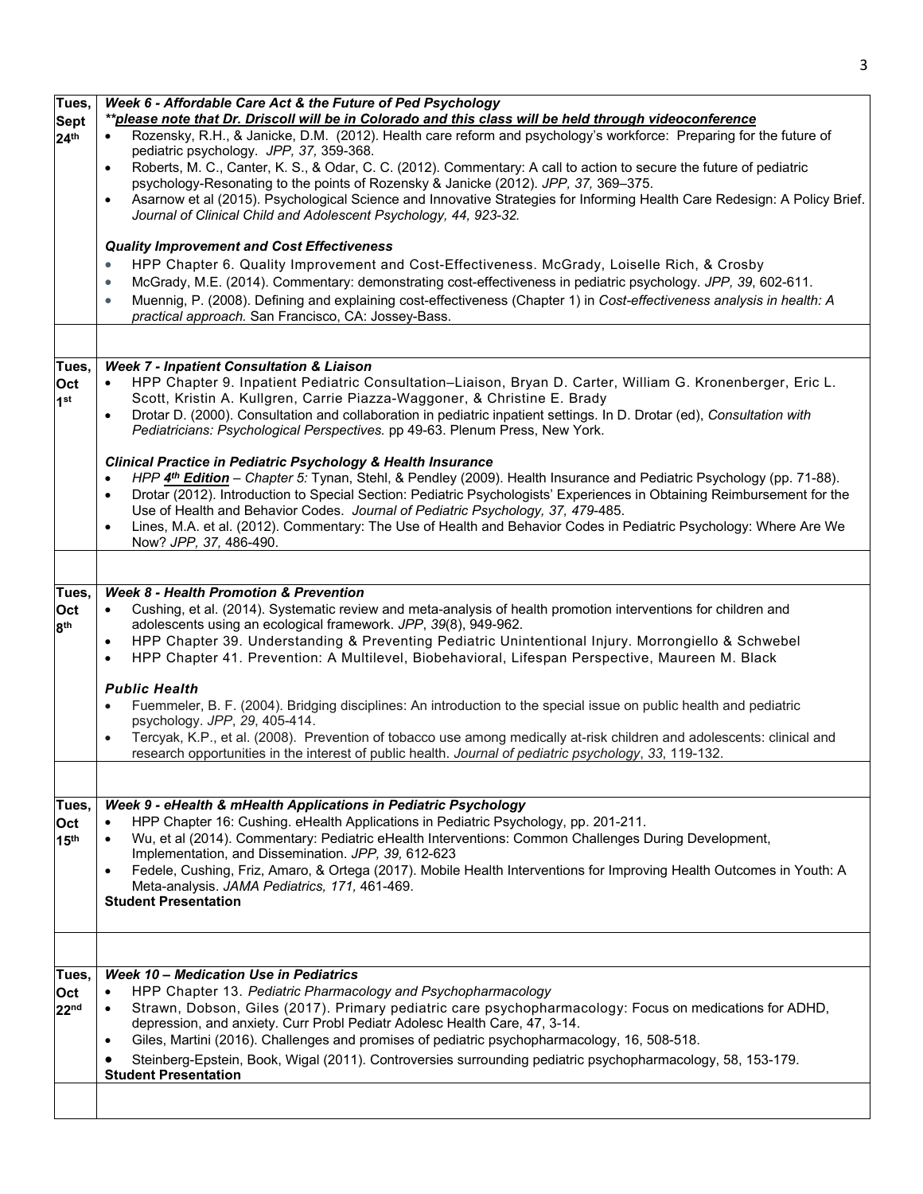| | |
|---|---|
| Tues, Sept 24th | ***Week 6 - Affordable Care Act & the Future of Ped Psychology***<br>***\*\*please note that Dr. Driscoll will be in Colorado and this class will be held through videoconference***<br>• Rozensky, R.H., & Janicke, D.M. (2012). Health care reform and psychology's workforce: Preparing for the future of pediatric psychology. *JPP, 37,* 359-368.<br>• Roberts, M. C., Canter, K. S., & Odar, C. C. (2012). Commentary: A call to action to secure the future of pediatric psychology-Resonating to the points of Rozensky & Janicke (2012). *JPP, 37,* 369–375.<br>• Asarnow et al (2015). Psychological Science and Innovative Strategies for Informing Health Care Redesign: A Policy Brief. *Journal of Clinical Child and Adolescent Psychology, 44, 923-32.*<br><br>***Quality Improvement and Cost Effectiveness***<br>• HPP Chapter 6. Quality Improvement and Cost-Effectiveness. McGrady, Loiselle Rich, & Crosby<br>• McGrady, M.E. (2014). Commentary: demonstrating cost-effectiveness in pediatric psychology. *JPP, 39*, 602-611.<br>• Muennig, P. (2008). Defining and explaining cost-effectiveness (Chapter 1) in *Cost-effectiveness analysis in health: A practical approach.* San Francisco, CA: Jossey-Bass. |
| | |
| Tues, Oct 1st | ***Week 7 - Inpatient Consultation & Liaison***<br>• HPP Chapter 9. Inpatient Pediatric Consultation–Liaison, Bryan D. Carter, William G. Kronenberger, Eric L. Scott, Kristin A. Kullgren, Carrie Piazza-Waggoner, & Christine E. Brady<br>• Drotar D. (2000). Consultation and collaboration in pediatric inpatient settings. In D. Drotar (ed), *Consultation with Pediatricians: Psychological Perspectives.* pp 49-63. Plenum Press, New York.<br><br>***Clinical Practice in Pediatric Psychology & Health Insurance***<br>• *HPP **4th Edition** – Chapter 5:* Tynan, Stehl, & Pendley (2009). Health Insurance and Pediatric Psychology (pp. 71-88).<br>• Drotar (2012). Introduction to Special Section: Pediatric Psychologists' Experiences in Obtaining Reimbursement for the Use of Health and Behavior Codes. *Journal of Pediatric Psychology, 37, 479*-485.<br>• Lines, M.A. et al. (2012). Commentary: The Use of Health and Behavior Codes in Pediatric Psychology: Where Are We Now? *JPP, 37,* 486-490. |
| | |
| Tues, Oct 8th | ***Week 8 - Health Promotion & Prevention***<br>• Cushing, et al. (2014). Systematic review and meta-analysis of health promotion interventions for children and adolescents using an ecological framework. *JPP*, *39*(8), 949-962.<br>• HPP Chapter 39. Understanding & Preventing Pediatric Unintentional Injury. Morrongiello & Schwebel<br>• HPP Chapter 41. Prevention: A Multilevel, Biobehavioral, Lifespan Perspective, Maureen M. Black<br><br>***Public Health***<br>• Fuemmeler, B. F. (2004). Bridging disciplines: An introduction to the special issue on public health and pediatric psychology. *JPP*, *29*, 405-414.<br>• Tercyak, K.P., et al. (2008). Prevention of tobacco use among medically at-risk children and adolescents: clinical and research opportunities in the interest of public health. *Journal of pediatric psychology*, *33*, 119-132. |
| | |
| Tues, Oct 15th | ***Week 9 - eHealth & mHealth Applications in Pediatric Psychology***<br>• HPP Chapter 16: Cushing. eHealth Applications in Pediatric Psychology, pp. 201-211.<br>• Wu, et al (2014). Commentary: Pediatric eHealth Interventions: Common Challenges During Development, Implementation, and Dissemination. *JPP, 39,* 612-623<br>• Fedele, Cushing, Friz, Amaro, & Ortega (2017). Mobile Health Interventions for Improving Health Outcomes in Youth: A Meta-analysis. *JAMA Pediatrics, 171,* 461-469.<br>**Student Presentation** |
| | |
| Tues, Oct 22nd | ***Week 10 – Medication Use in Pediatrics***<br>• HPP Chapter 13. *Pediatric Pharmacology and Psychopharmacology*<br>• Strawn, Dobson, Giles (2017). Primary pediatric care psychopharmacology: Focus on medications for ADHD, depression, and anxiety. Curr Probl Pediatr Adolesc Health Care, 47, 3-14.<br>• Giles, Martini (2016). Challenges and promises of pediatric psychopharmacology, 16, 508-518.<br>• Steinberg-Epstein, Book, Wigal (2011). Controversies surrounding pediatric psychopharmacology, 58, 153-179.<br>**Student Presentation** |
| | |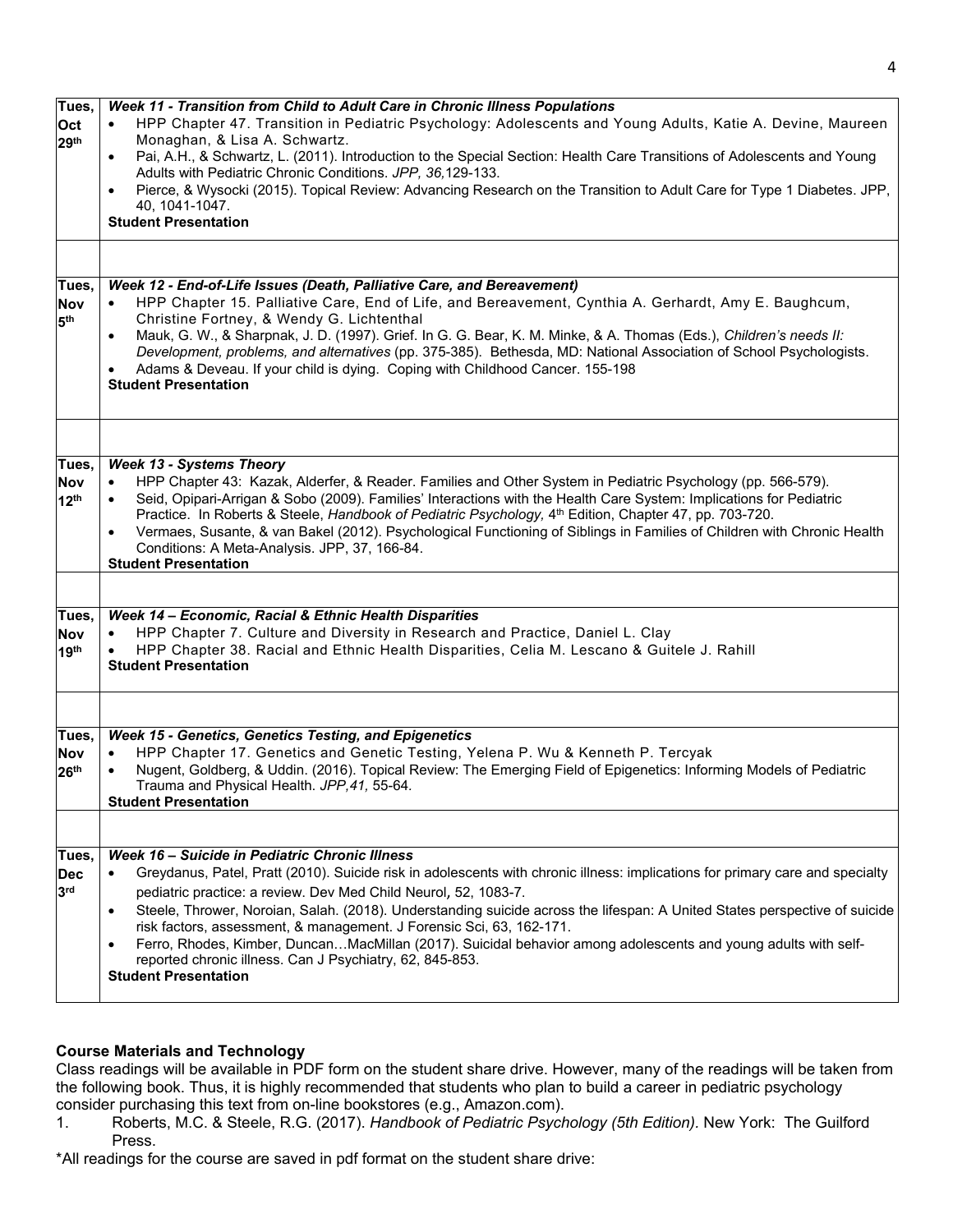| | |
|---|---|
| Tues, Oct 29th | ***Week 11 - Transition from Child to Adult Care in Chronic Illness Populations***<br>• HPP Chapter 47. Transition in Pediatric Psychology: Adolescents and Young Adults, Katie A. Devine, Maureen Monaghan, & Lisa A. Schwartz.<br>• Pai, A.H., & Schwartz, L. (2011). Introduction to the Special Section: Health Care Transitions of Adolescents and Young Adults with Pediatric Chronic Conditions. *JPP, 36,*129-133.<br>• Pierce, & Wysocki (2015). Topical Review: Advancing Research on the Transition to Adult Care for Type 1 Diabetes. JPP, 40, 1041-1047.<br>**Student Presentation** |
| | |
| Tues, Nov 5th | ***Week 12 - End-of-Life Issues (Death, Palliative Care, and Bereavement)***<br>• HPP Chapter 15. Palliative Care, End of Life, and Bereavement, Cynthia A. Gerhardt, Amy E. Baughcum, Christine Fortney, & Wendy G. Lichtenthal<br>• Mauk, G. W., & Sharpnak, J. D. (1997). Grief. In G. G. Bear, K. M. Minke, & A. Thomas (Eds.), *Children's needs II: Development, problems, and alternatives* (pp. 375-385). Bethesda, MD: National Association of School Psychologists.<br>• Adams & Deveau. If your child is dying. Coping with Childhood Cancer. 155-198<br>**Student Presentation** |
| | |
| Tues, Nov 12th | ***Week 13 - Systems Theory***<br>• HPP Chapter 43: Kazak, Alderfer, & Reader. Families and Other System in Pediatric Psychology (pp. 566-579).<br>• Seid, Opipari-Arrigan & Sobo (2009). Families' Interactions with the Health Care System: Implications for Pediatric Practice. In Roberts & Steele, *Handbook of Pediatric Psychology,* 4th Edition, Chapter 47, pp. 703-720.<br>• Vermaes, Susante, & van Bakel (2012). Psychological Functioning of Siblings in Families of Children with Chronic Health Conditions: A Meta-Analysis. JPP, 37, 166-84.<br>**Student Presentation** |
| | |
| Tues, Nov 19th | ***Week 14 – Economic, Racial & Ethnic Health Disparities***<br>• HPP Chapter 7. Culture and Diversity in Research and Practice, Daniel L. Clay<br>• HPP Chapter 38. Racial and Ethnic Health Disparities, Celia M. Lescano & Guitele J. Rahill<br>**Student Presentation** |
| | |
| Tues, Nov 26th | ***Week 15 - Genetics, Genetics Testing, and Epigenetics***<br>• HPP Chapter 17. Genetics and Genetic Testing, Yelena P. Wu & Kenneth P. Tercyak<br>• Nugent, Goldberg, & Uddin. (2016). Topical Review: The Emerging Field of Epigenetics: Informing Models of Pediatric Trauma and Physical Health. *JPP,41,* 55-64.<br>**Student Presentation** |
| | |
| Tues, Dec 3rd | ***Week 16 – Suicide in Pediatric Chronic Illness***<br>• Greydanus, Patel, Pratt (2010). Suicide risk in adolescents with chronic illness: implications for primary care and specialty pediatric practice: a review. Dev Med Child Neurol*,* 52, 1083-7.<br>• Steele, Thrower, Noroian, Salah. (2018). Understanding suicide across the lifespan: A United States perspective of suicide risk factors, assessment, & management. J Forensic Sci, 63, 162-171.<br>• Ferro, Rhodes, Kimber, Duncan…MacMillan (2017). Suicidal behavior among adolescents and young adults with self-reported chronic illness. Can J Psychiatry, 62, 845-853.<br>**Student Presentation** |

**Course Materials and Technology**

Class readings will be available in PDF form on the student share drive. However, many of the readings will be taken from the following book. Thus, it is highly recommended that students who plan to build a career in pediatric psychology consider purchasing this text from on-line bookstores (e.g., Amazon.com).

1. Roberts, M.C. & Steele, R.G. (2017). *Handbook of Pediatric Psychology (5th Edition)*. New York: The Guilford Press.

*All readings for the course are saved in pdf format on the student share drive: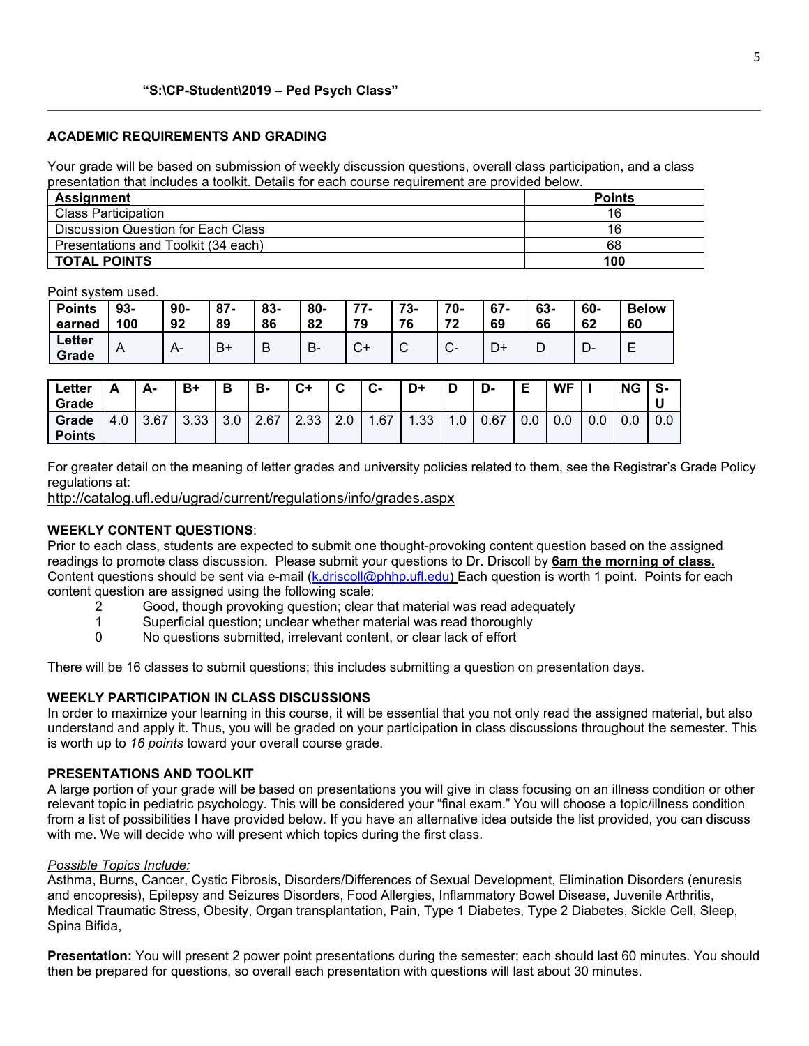**"S:\CP-Student\2019 – Ped Psych Class"**

## ACADEMIC REQUIREMENTS AND GRADING

Your grade will be based on submission of weekly discussion questions, overall class participation, and a class presentation that includes a toolkit. Details for each course requirement are provided below.

| Assignment | Points |
|---|---|
| Class Participation | 16 |
| Discussion Question for Each Class | 16 |
| Presentations and Toolkit (34 each) | 68 |
| **TOTAL POINTS** | **100** |

Point system used.

| Points earned | 93-100 | 90-92 | 87-89 | 83-86 | 80-82 | 77-79 | 73-76 | 70-72 | 67-69 | 63-66 | 60-62 | Below 60 |
|---|---|---|---|---|---|---|---|---|---|---|---|---|
| Letter Grade | A | A- | B+ | B | B- | C+ | C | C- | D+ | D | D- | E |

| Letter Grade | A | A- | B+ | B | B- | C+ | C | C- | D+ | D | D- | E | WF | I | NG | S-U |
|---|---|---|---|---|---|---|---|---|---|---|---|---|---|---|---|---|
| Grade Points | 4.0 | 3.67 | 3.33 | 3.0 | 2.67 | 2.33 | 2.0 | 1.67 | 1.33 | 1.0 | 0.67 | 0.0 | 0.0 | 0.0 | 0.0 | 0.0 |

For greater detail on the meaning of letter grades and university policies related to them, see the Registrar's Grade Policy regulations at:
http://catalog.ufl.edu/ugrad/current/regulations/info/grades.aspx

**WEEKLY CONTENT QUESTIONS**:
Prior to each class, students are expected to submit one thought-provoking content question based on the assigned readings to promote class discussion. Please submit your questions to Dr. Driscoll by **6am the morning of class.** Content questions should be sent via e-mail (k.driscoll@phhp.ufl.edu) Each question is worth 1 point. Points for each content question are assigned using the following scale:

- 2 Good, though provoking question; clear that material was read adequately
- 1 Superficial question; unclear whether material was read thoroughly
- 0 No questions submitted, irrelevant content, or clear lack of effort

There will be 16 classes to submit questions; this includes submitting a question on presentation days.

**WEEKLY PARTICIPATION IN CLASS DISCUSSIONS**
In order to maximize your learning in this course, it will be essential that you not only read the assigned material, but also understand and apply it. Thus, you will be graded on your participation in class discussions throughout the semester. This is worth up to *16 points* toward your overall course grade.

**PRESENTATIONS AND TOOLKIT**
A large portion of your grade will be based on presentations you will give in class focusing on an illness condition or other relevant topic in pediatric psychology. This will be considered your "final exam." You will choose a topic/illness condition from a list of possibilities I have provided below. If you have an alternative idea outside the list provided, you can discuss with me. We will decide who will present which topics during the first class.

*Possible Topics Include:*
Asthma, Burns, Cancer, Cystic Fibrosis, Disorders/Differences of Sexual Development, Elimination Disorders (enuresis and encopresis), Epilepsy and Seizures Disorders, Food Allergies, Inflammatory Bowel Disease, Juvenile Arthritis, Medical Traumatic Stress, Obesity, Organ transplantation, Pain, Type 1 Diabetes, Type 2 Diabetes, Sickle Cell, Sleep, Spina Bifida,

**Presentation:** You will present 2 power point presentations during the semester; each should last 60 minutes. You should then be prepared for questions, so overall each presentation with questions will last about 30 minutes.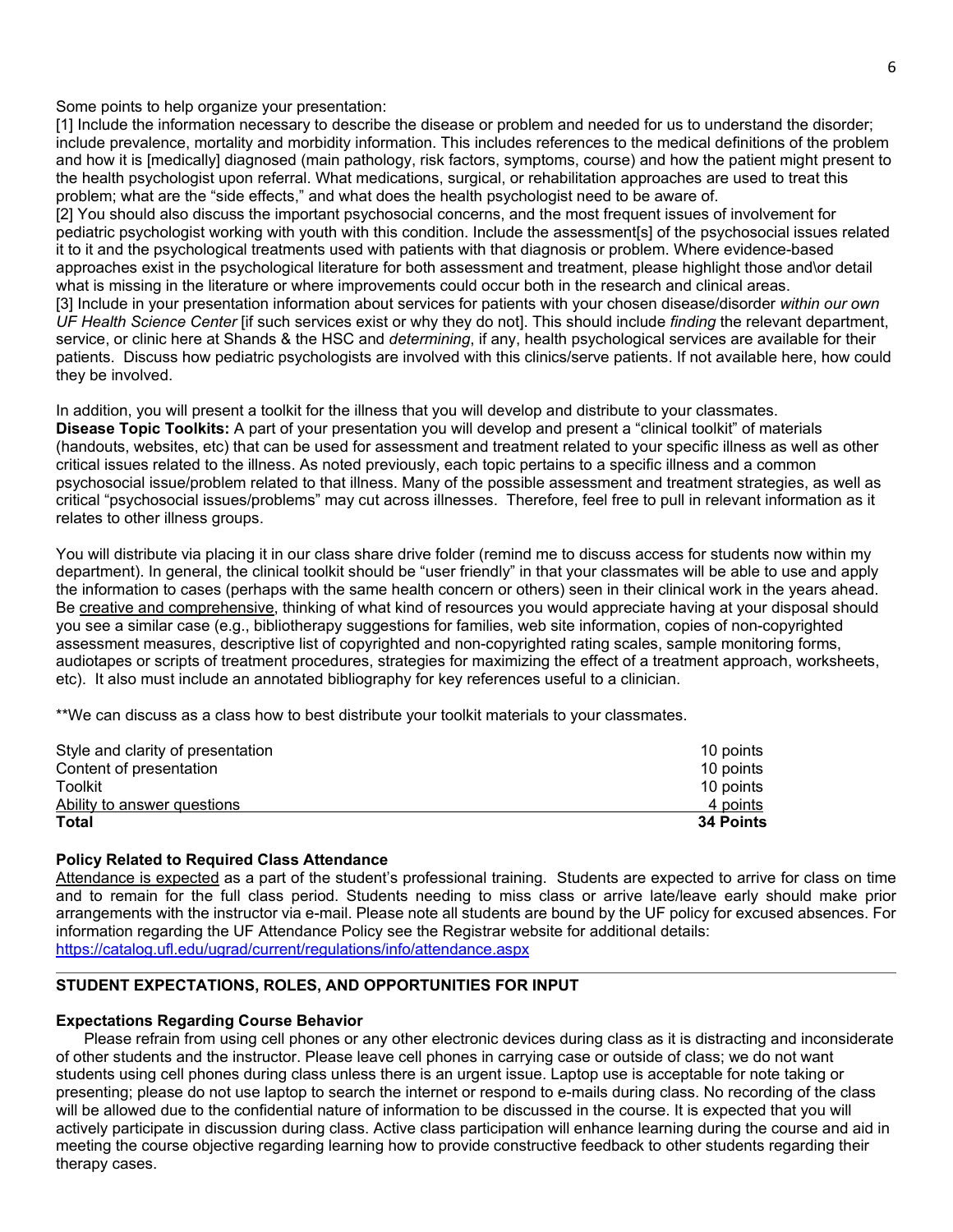Some points to help organize your presentation:

[1] Include the information necessary to describe the disease or problem and needed for us to understand the disorder; include prevalence, mortality and morbidity information. This includes references to the medical definitions of the problem and how it is [medically] diagnosed (main pathology, risk factors, symptoms, course) and how the patient might present to the health psychologist upon referral. What medications, surgical, or rehabilitation approaches are used to treat this problem; what are the "side effects," and what does the health psychologist need to be aware of.

[2] You should also discuss the important psychosocial concerns, and the most frequent issues of involvement for pediatric psychologist working with youth with this condition. Include the assessment[s] of the psychosocial issues related it to it and the psychological treatments used with patients with that diagnosis or problem. Where evidence-based approaches exist in the psychological literature for both assessment and treatment, please highlight those and\or detail what is missing in the literature or where improvements could occur both in the research and clinical areas.

[3] Include in your presentation information about services for patients with your chosen disease/disorder *within our own UF Health Science Center* [if such services exist or why they do not]. This should include *finding* the relevant department, service, or clinic here at Shands & the HSC and *determining*, if any, health psychological services are available for their patients. Discuss how pediatric psychologists are involved with this clinics/serve patients. If not available here, how could they be involved.

In addition, you will present a toolkit for the illness that you will develop and distribute to your classmates.

**Disease Topic Toolkits:** A part of your presentation you will develop and present a "clinical toolkit" of materials (handouts, websites, etc) that can be used for assessment and treatment related to your specific illness as well as other critical issues related to the illness. As noted previously, each topic pertains to a specific illness and a common psychosocial issue/problem related to that illness. Many of the possible assessment and treatment strategies, as well as critical "psychosocial issues/problems" may cut across illnesses. Therefore, feel free to pull in relevant information as it relates to other illness groups.

You will distribute via placing it in our class share drive folder (remind me to discuss access for students now within my department). In general, the clinical toolkit should be "user friendly" in that your classmates will be able to use and apply the information to cases (perhaps with the same health concern or others) seen in their clinical work in the years ahead. Be <u>creative and comprehensive</u>, thinking of what kind of resources you would appreciate having at your disposal should you see a similar case (e.g., bibliotherapy suggestions for families, web site information, copies of non-copyrighted assessment measures, descriptive list of copyrighted and non-copyrighted rating scales, sample monitoring forms, audiotapes or scripts of treatment procedures, strategies for maximizing the effect of a treatment approach, worksheets, etc). It also must include an annotated bibliography for key references useful to a clinician.

**We can discuss as a class how to best distribute your toolkit materials to your classmates.

| | |
|---|---|
| Style and clarity of presentation | 10 points |
| Content of presentation | 10 points |
| Toolkit | 10 points |
| Ability to answer questions | 4 points |
| **Total** | **34 Points** |

### Policy Related to Required Class Attendance

<u>Attendance is expected</u> as a part of the student's professional training. Students are expected to arrive for class on time and to remain for the full class period. Students needing to miss class or arrive late/leave early should make prior arrangements with the instructor via e-mail. Please note all students are bound by the UF policy for excused absences. For information regarding the UF Attendance Policy see the Registrar website for additional details: https://catalog.ufl.edu/ugrad/current/regulations/info/attendance.aspx

---

## STUDENT EXPECTATIONS, ROLES, AND OPPORTUNITIES FOR INPUT

### Expectations Regarding Course Behavior

Please refrain from using cell phones or any other electronic devices during class as it is distracting and inconsiderate of other students and the instructor. Please leave cell phones in carrying case or outside of class; we do not want students using cell phones during class unless there is an urgent issue. Laptop use is acceptable for note taking or presenting; please do not use laptop to search the internet or respond to e-mails during class. No recording of the class will be allowed due to the confidential nature of information to be discussed in the course. It is expected that you will actively participate in discussion during class. Active class participation will enhance learning during the course and aid in meeting the course objective regarding learning how to provide constructive feedback to other students regarding their therapy cases.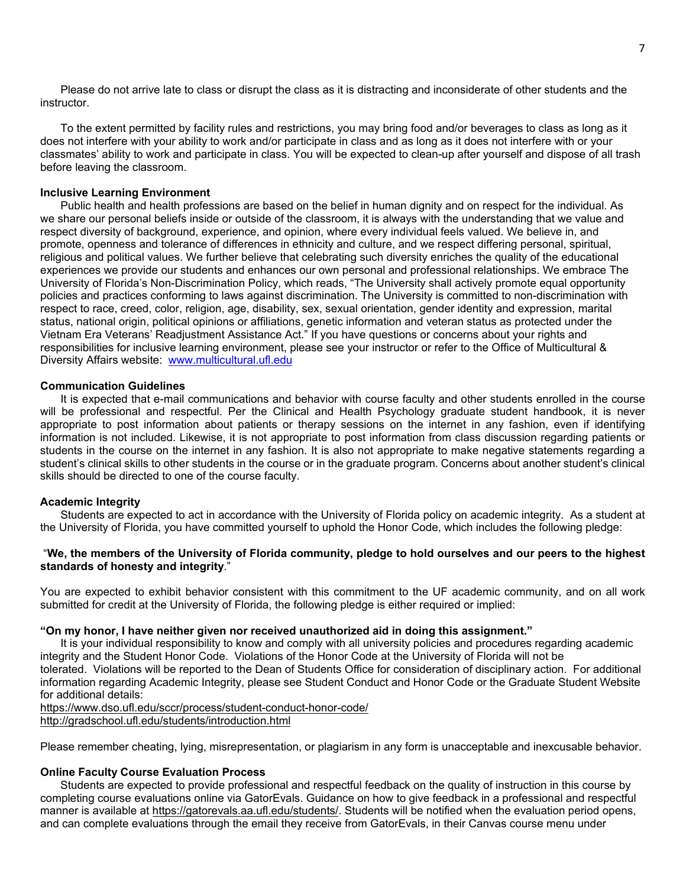Please do not arrive late to class or disrupt the class as it is distracting and inconsiderate of other students and the instructor.

To the extent permitted by facility rules and restrictions, you may bring food and/or beverages to class as long as it does not interfere with your ability to work and/or participate in class and as long as it does not interfere with or your classmates' ability to work and participate in class. You will be expected to clean-up after yourself and dispose of all trash before leaving the classroom.

**Inclusive Learning Environment**

Public health and health professions are based on the belief in human dignity and on respect for the individual. As we share our personal beliefs inside or outside of the classroom, it is always with the understanding that we value and respect diversity of background, experience, and opinion, where every individual feels valued. We believe in, and promote, openness and tolerance of differences in ethnicity and culture, and we respect differing personal, spiritual, religious and political values. We further believe that celebrating such diversity enriches the quality of the educational experiences we provide our students and enhances our own personal and professional relationships. We embrace The University of Florida's Non-Discrimination Policy, which reads, "The University shall actively promote equal opportunity policies and practices conforming to laws against discrimination. The University is committed to non-discrimination with respect to race, creed, color, religion, age, disability, sex, sexual orientation, gender identity and expression, marital status, national origin, political opinions or affiliations, genetic information and veteran status as protected under the Vietnam Era Veterans' Readjustment Assistance Act." If you have questions or concerns about your rights and responsibilities for inclusive learning environment, please see your instructor or refer to the Office of Multicultural & Diversity Affairs website: [www.multicultural.ufl.edu](http://www.multicultural.ufl.edu)

**Communication Guidelines**

It is expected that e-mail communications and behavior with course faculty and other students enrolled in the course will be professional and respectful. Per the Clinical and Health Psychology graduate student handbook, it is never appropriate to post information about patients or therapy sessions on the internet in any fashion, even if identifying information is not included. Likewise, it is not appropriate to post information from class discussion regarding patients or students in the course on the internet in any fashion. It is also not appropriate to make negative statements regarding a student's clinical skills to other students in the course or in the graduate program. Concerns about another student's clinical skills should be directed to one of the course faculty.

**Academic Integrity**

Students are expected to act in accordance with the University of Florida policy on academic integrity. As a student at the University of Florida, you have committed yourself to uphold the Honor Code, which includes the following pledge:

"**We, the members of the University of Florida community, pledge to hold ourselves and our peers to the highest standards of honesty and integrity**."

You are expected to exhibit behavior consistent with this commitment to the UF academic community, and on all work submitted for credit at the University of Florida, the following pledge is either required or implied:

**"On my honor, I have neither given nor received unauthorized aid in doing this assignment."**

It is your individual responsibility to know and comply with all university policies and procedures regarding academic integrity and the Student Honor Code. Violations of the Honor Code at the University of Florida will not be tolerated. Violations will be reported to the Dean of Students Office for consideration of disciplinary action. For additional information regarding Academic Integrity, please see Student Conduct and Honor Code or the Graduate Student Website for additional details:

https://www.dso.ufl.edu/sccr/process/student-conduct-honor-code/
http://gradschool.ufl.edu/students/introduction.html

Please remember cheating, lying, misrepresentation, or plagiarism in any form is unacceptable and inexcusable behavior.

**Online Faculty Course Evaluation Process**

Students are expected to provide professional and respectful feedback on the quality of instruction in this course by completing course evaluations online via GatorEvals. Guidance on how to give feedback in a professional and respectful manner is available at https://gatorevals.aa.ufl.edu/students/. Students will be notified when the evaluation period opens, and can complete evaluations through the email they receive from GatorEvals, in their Canvas course menu under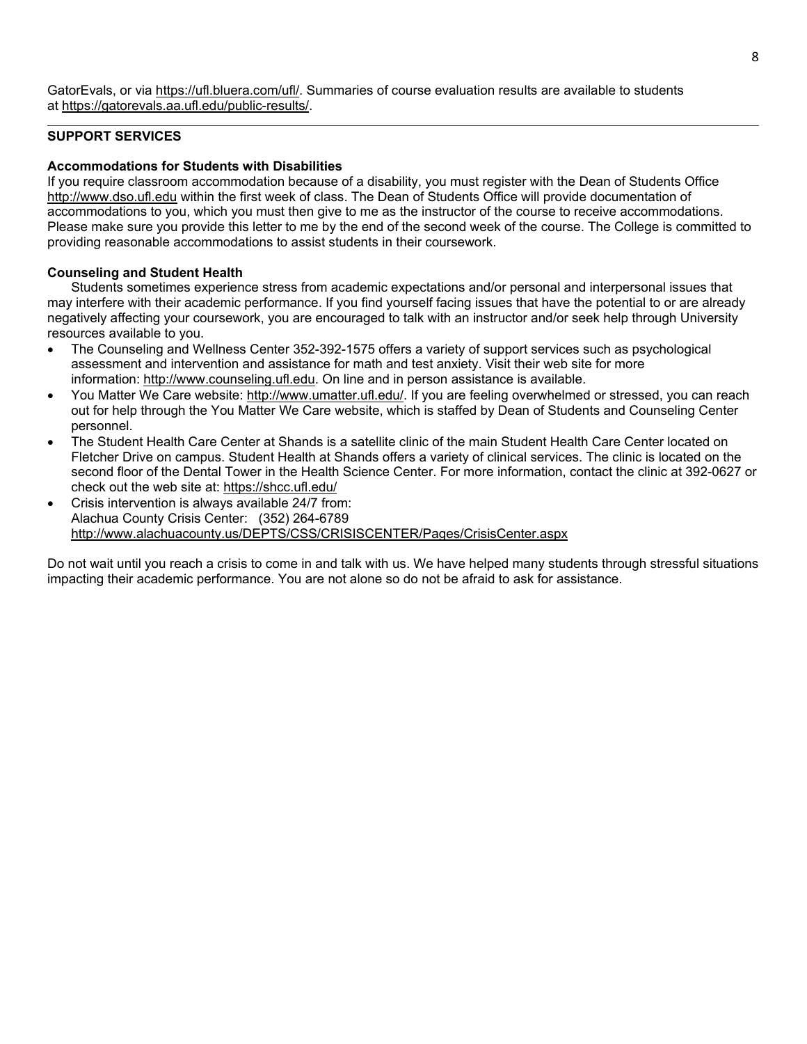GatorEvals, or via https://ufl.bluera.com/ufl/. Summaries of course evaluation results are available to students at https://gatorevals.aa.ufl.edu/public-results/.

---

## SUPPORT SERVICES

### Accommodations for Students with Disabilities

If you require classroom accommodation because of a disability, you must register with the Dean of Students Office http://www.dso.ufl.edu within the first week of class. The Dean of Students Office will provide documentation of accommodations to you, which you must then give to me as the instructor of the course to receive accommodations. Please make sure you provide this letter to me by the end of the second week of the course. The College is committed to providing reasonable accommodations to assist students in their coursework.

### Counseling and Student Health

Students sometimes experience stress from academic expectations and/or personal and interpersonal issues that may interfere with their academic performance. If you find yourself facing issues that have the potential to or are already negatively affecting your coursework, you are encouraged to talk with an instructor and/or seek help through University resources available to you.

- The Counseling and Wellness Center 352-392-1575 offers a variety of support services such as psychological assessment and intervention and assistance for math and test anxiety. Visit their web site for more information: http://www.counseling.ufl.edu. On line and in person assistance is available.
- You Matter We Care website: http://www.umatter.ufl.edu/. If you are feeling overwhelmed or stressed, you can reach out for help through the You Matter We Care website, which is staffed by Dean of Students and Counseling Center personnel.
- The Student Health Care Center at Shands is a satellite clinic of the main Student Health Care Center located on Fletcher Drive on campus. Student Health at Shands offers a variety of clinical services. The clinic is located on the second floor of the Dental Tower in the Health Science Center. For more information, contact the clinic at 392-0627 or check out the web site at: https://shcc.ufl.edu/
- Crisis intervention is always available 24/7 from:
  Alachua County Crisis Center: (352) 264-6789
  http://www.alachuacounty.us/DEPTS/CSS/CRISISCENTER/Pages/CrisisCenter.aspx

Do not wait until you reach a crisis to come in and talk with us. We have helped many students through stressful situations impacting their academic performance. You are not alone so do not be afraid to ask for assistance.